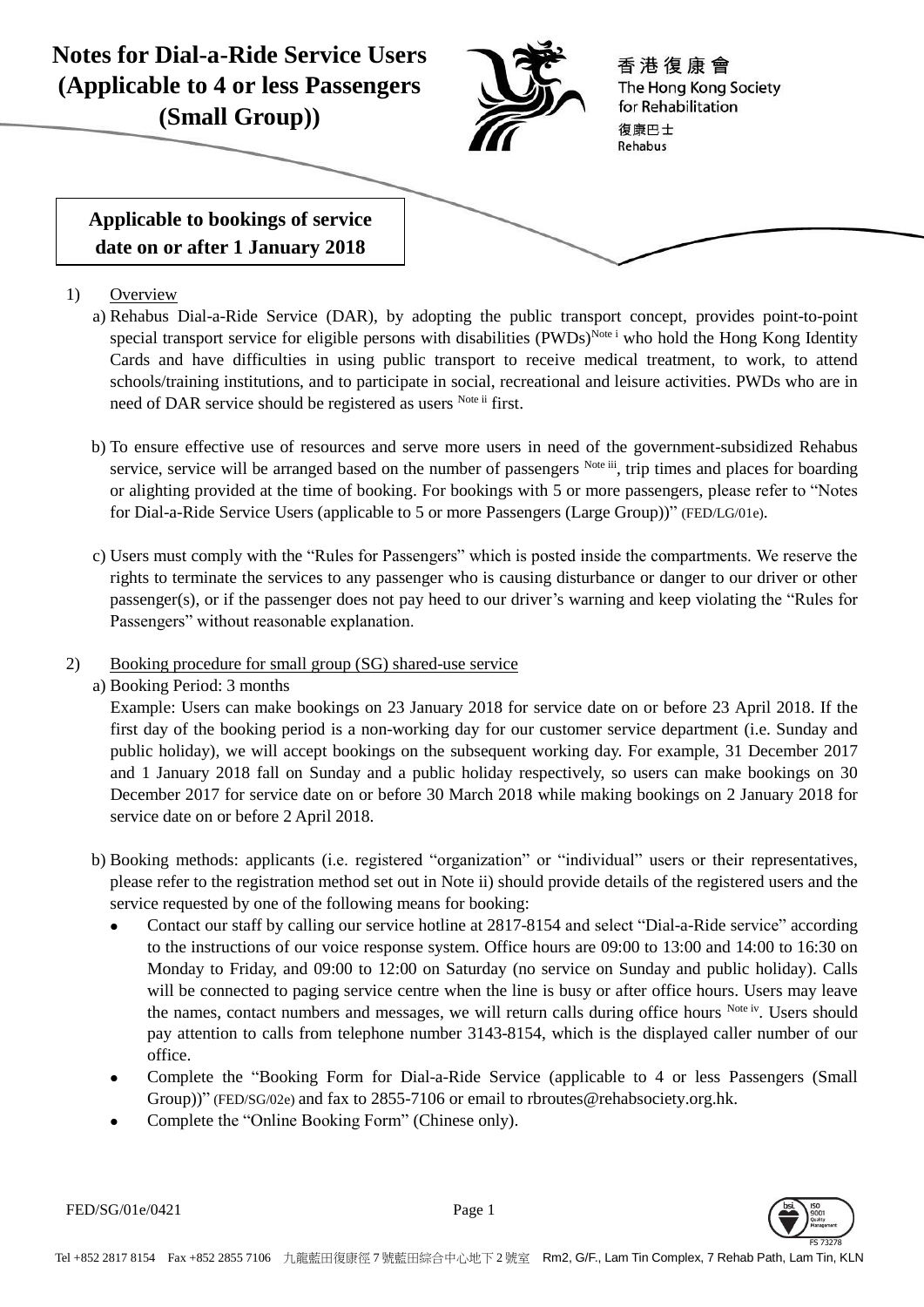# Notes for Dial-a-Ride Service Users (Applicable to 4 or less Passengers (Small Group))

香港復康會
The Hong Kong Society for Rehabilitation
復康巴士
Rehabus

**Applicable to bookings of service date on or after 1 January 2018**

1) Overview

a) Rehabus Dial-a-Ride Service (DAR), by adopting the public transport concept, provides point-to-point special transport service for eligible persons with disabilities (PWDs)[Note i] who hold the Hong Kong Identity Cards and have difficulties in using public transport to receive medical treatment, to work, to attend schools/training institutions, and to participate in social, recreational and leisure activities. PWDs who are in need of DAR service should be registered as users [Note ii] first.

b) To ensure effective use of resources and serve more users in need of the government-subsidized Rehabus service, service will be arranged based on the number of passengers [Note iii], trip times and places for boarding or alighting provided at the time of booking. For bookings with 5 or more passengers, please refer to "Notes for Dial-a-Ride Service Users (applicable to 5 or more Passengers (Large Group))" (FED/LG/01e).

c) Users must comply with the "Rules for Passengers" which is posted inside the compartments. We reserve the rights to terminate the services to any passenger who is causing disturbance or danger to our driver or other passenger(s), or if the passenger does not pay heed to our driver's warning and keep violating the "Rules for Passengers" without reasonable explanation.

2) Booking procedure for small group (SG) shared-use service

a) Booking Period: 3 months
Example: Users can make bookings on 23 January 2018 for service date on or before 23 April 2018. If the first day of the booking period is a non-working day for our customer service department (i.e. Sunday and public holiday), we will accept bookings on the subsequent working day. For example, 31 December 2017 and 1 January 2018 fall on Sunday and a public holiday respectively, so users can make bookings on 30 December 2017 for service date on or before 30 March 2018 while making bookings on 2 January 2018 for service date on or before 2 April 2018.

b) Booking methods: applicants (i.e. registered "organization" or "individual" users or their representatives, please refer to the registration method set out in Note ii) should provide details of the registered users and the service requested by one of the following means for booking:

- Contact our staff by calling our service hotline at 2817-8154 and select "Dial-a-Ride service" according to the instructions of our voice response system. Office hours are 09:00 to 13:00 and 14:00 to 16:30 on Monday to Friday, and 09:00 to 12:00 on Saturday (no service on Sunday and public holiday). Calls will be connected to paging service centre when the line is busy or after office hours. Users may leave the names, contact numbers and messages, we will return calls during office hours [Note iv]. Users should pay attention to calls from telephone number 3143-8154, which is the displayed caller number of our office.
- Complete the "Booking Form for Dial-a-Ride Service (applicable to 4 or less Passengers (Small Group))" (FED/SG/02e) and fax to 2855-7106 or email to rbroutes@rehabsociety.org.hk.
- Complete the "Online Booking Form" (Chinese only).

FED/SG/01e/0421

Tel +852 2817 8154 Fax +852 2855 7106 九龍藍田復康徑7號藍田綜合中心地下2號室 Rm2, G/F., Lam Tin Complex, 7 Rehab Path, Lam Tin, KLN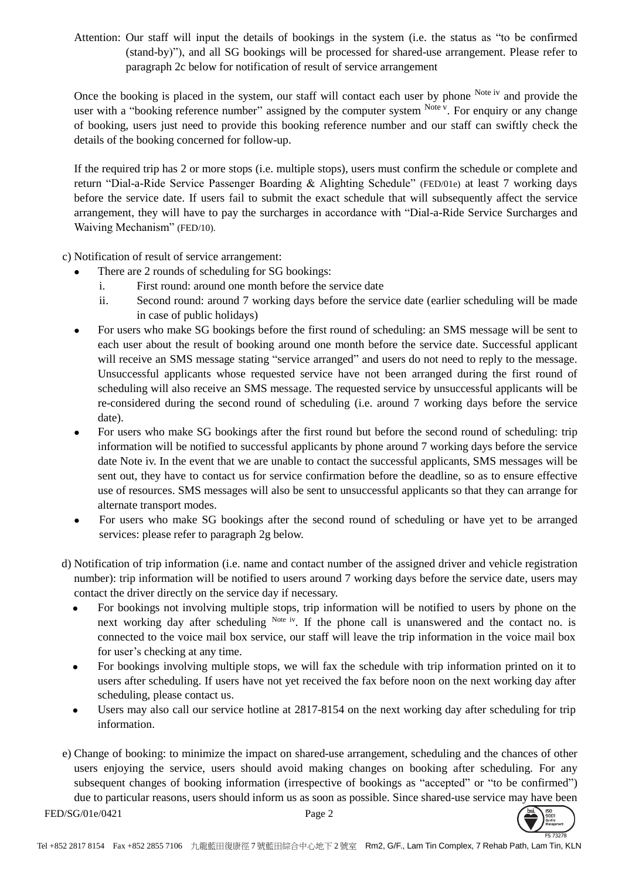Attention: Our staff will input the details of bookings in the system (i.e. the status as "to be confirmed (stand-by)"), and all SG bookings will be processed for shared-use arrangement. Please refer to paragraph 2c below for notification of result of service arrangement

Once the booking is placed in the system, our staff will contact each user by phone [Note iv] and provide the user with a "booking reference number" assigned by the computer system [Note v]. For enquiry or any change of booking, users just need to provide this booking reference number and our staff can swiftly check the details of the booking concerned for follow-up.

If the required trip has 2 or more stops (i.e. multiple stops), users must confirm the schedule or complete and return "Dial-a-Ride Service Passenger Boarding & Alighting Schedule" (FED/01e) at least 7 working days before the service date. If users fail to submit the exact schedule that will subsequently affect the service arrangement, they will have to pay the surcharges in accordance with "Dial-a-Ride Service Surcharges and Waiving Mechanism" (FED/10).

c) Notification of result of service arrangement:
   - There are 2 rounds of scheduling for SG bookings:
     i. First round: around one month before the service date
     ii. Second round: around 7 working days before the service date (earlier scheduling will be made in case of public holidays)
   - For users who make SG bookings before the first round of scheduling: an SMS message will be sent to each user about the result of booking around one month before the service date. Successful applicant will receive an SMS message stating "service arranged" and users do not need to reply to the message. Unsuccessful applicants whose requested service have not been arranged during the first round of scheduling will also receive an SMS message. The requested service by unsuccessful applicants will be re-considered during the second round of scheduling (i.e. around 7 working days before the service date).
   - For users who make SG bookings after the first round but before the second round of scheduling: trip information will be notified to successful applicants by phone around 7 working days before the service date Note iv. In the event that we are unable to contact the successful applicants, SMS messages will be sent out, they have to contact us for service confirmation before the deadline, so as to ensure effective use of resources. SMS messages will also be sent to unsuccessful applicants so that they can arrange for alternate transport modes.
   - For users who make SG bookings after the second round of scheduling or have yet to be arranged services: please refer to paragraph 2g below.

d) Notification of trip information (i.e. name and contact number of the assigned driver and vehicle registration number): trip information will be notified to users around 7 working days before the service date, users may contact the driver directly on the service day if necessary.
   - For bookings not involving multiple stops, trip information will be notified to users by phone on the next working day after scheduling [Note iv]. If the phone call is unanswered and the contact no. is connected to the voice mail box service, our staff will leave the trip information in the voice mail box for user's checking at any time.
   - For bookings involving multiple stops, we will fax the schedule with trip information printed on it to users after scheduling. If users have not yet received the fax before noon on the next working day after scheduling, please contact us.
   - Users may also call our service hotline at 2817-8154 on the next working day after scheduling for trip information.

e) Change of booking: to minimize the impact on shared-use arrangement, scheduling and the chances of other users enjoying the service, users should avoid making changes on booking after scheduling. For any subsequent changes of booking information (irrespective of bookings as "accepted" or "to be confirmed") due to particular reasons, users should inform us as soon as possible. Since shared-use service may have been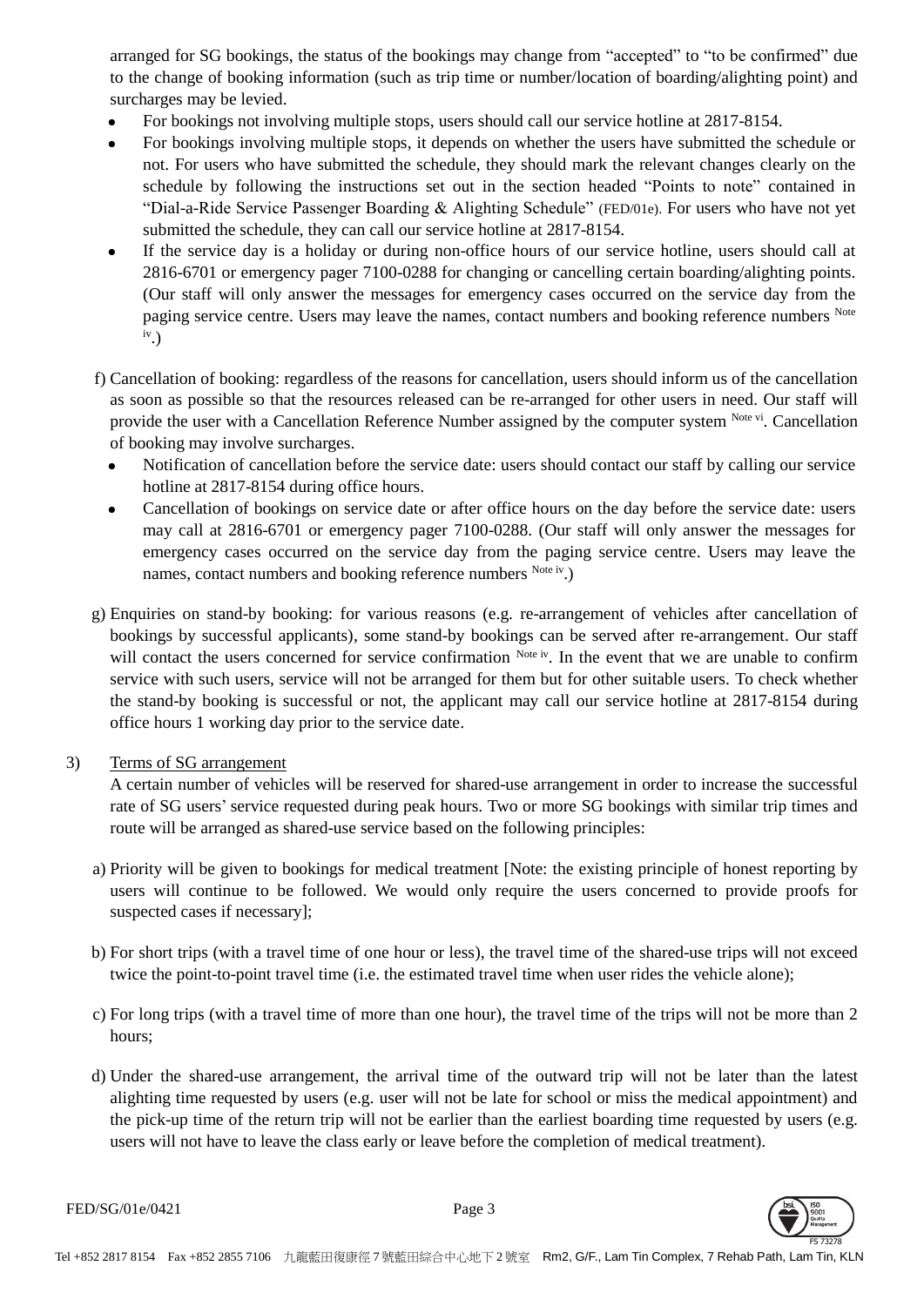arranged for SG bookings, the status of the bookings may change from "accepted" to "to be confirmed" due to the change of booking information (such as trip time or number/location of boarding/alighting point) and surcharges may be levied.

- For bookings not involving multiple stops, users should call our service hotline at 2817-8154.
- For bookings involving multiple stops, it depends on whether the users have submitted the schedule or not. For users who have submitted the schedule, they should mark the relevant changes clearly on the schedule by following the instructions set out in the section headed "Points to note" contained in "Dial-a-Ride Service Passenger Boarding & Alighting Schedule" (FED/01e). For users who have not yet submitted the schedule, they can call our service hotline at 2817-8154.
- If the service day is a holiday or during non-office hours of our service hotline, users should call at 2816-6701 or emergency pager 7100-0288 for changing or cancelling certain boarding/alighting points. (Our staff will only answer the messages for emergency cases occurred on the service day from the paging service centre. Users may leave the names, contact numbers and booking reference numbers [Note iv].)

f) Cancellation of booking: regardless of the reasons for cancellation, users should inform us of the cancellation as soon as possible so that the resources released can be re-arranged for other users in need. Our staff will provide the user with a Cancellation Reference Number assigned by the computer system [Note vi]. Cancellation of booking may involve surcharges.

- Notification of cancellation before the service date: users should contact our staff by calling our service hotline at 2817-8154 during office hours.
- Cancellation of bookings on service date or after office hours on the day before the service date: users may call at 2816-6701 or emergency pager 7100-0288. (Our staff will only answer the messages for emergency cases occurred on the service day from the paging service centre. Users may leave the names, contact numbers and booking reference numbers [Note iv].)

g) Enquiries on stand-by booking: for various reasons (e.g. re-arrangement of vehicles after cancellation of bookings by successful applicants), some stand-by bookings can be served after re-arrangement. Our staff will contact the users concerned for service confirmation [Note iv]. In the event that we are unable to confirm service with such users, service will not be arranged for them but for other suitable users. To check whether the stand-by booking is successful or not, the applicant may call our service hotline at 2817-8154 during office hours 1 working day prior to the service date.

3) Terms of SG arrangement

A certain number of vehicles will be reserved for shared-use arrangement in order to increase the successful rate of SG users' service requested during peak hours. Two or more SG bookings with similar trip times and route will be arranged as shared-use service based on the following principles:

a) Priority will be given to bookings for medical treatment [Note: the existing principle of honest reporting by users will continue to be followed. We would only require the users concerned to provide proofs for suspected cases if necessary];

b) For short trips (with a travel time of one hour or less), the travel time of the shared-use trips will not exceed twice the point-to-point travel time (i.e. the estimated travel time when user rides the vehicle alone);

c) For long trips (with a travel time of more than one hour), the travel time of the trips will not be more than 2 hours;

d) Under the shared-use arrangement, the arrival time of the outward trip will not be later than the latest alighting time requested by users (e.g. user will not be late for school or miss the medical appointment) and the pick-up time of the return trip will not be earlier than the earliest boarding time requested by users (e.g. users will not have to leave the class early or leave before the completion of medical treatment).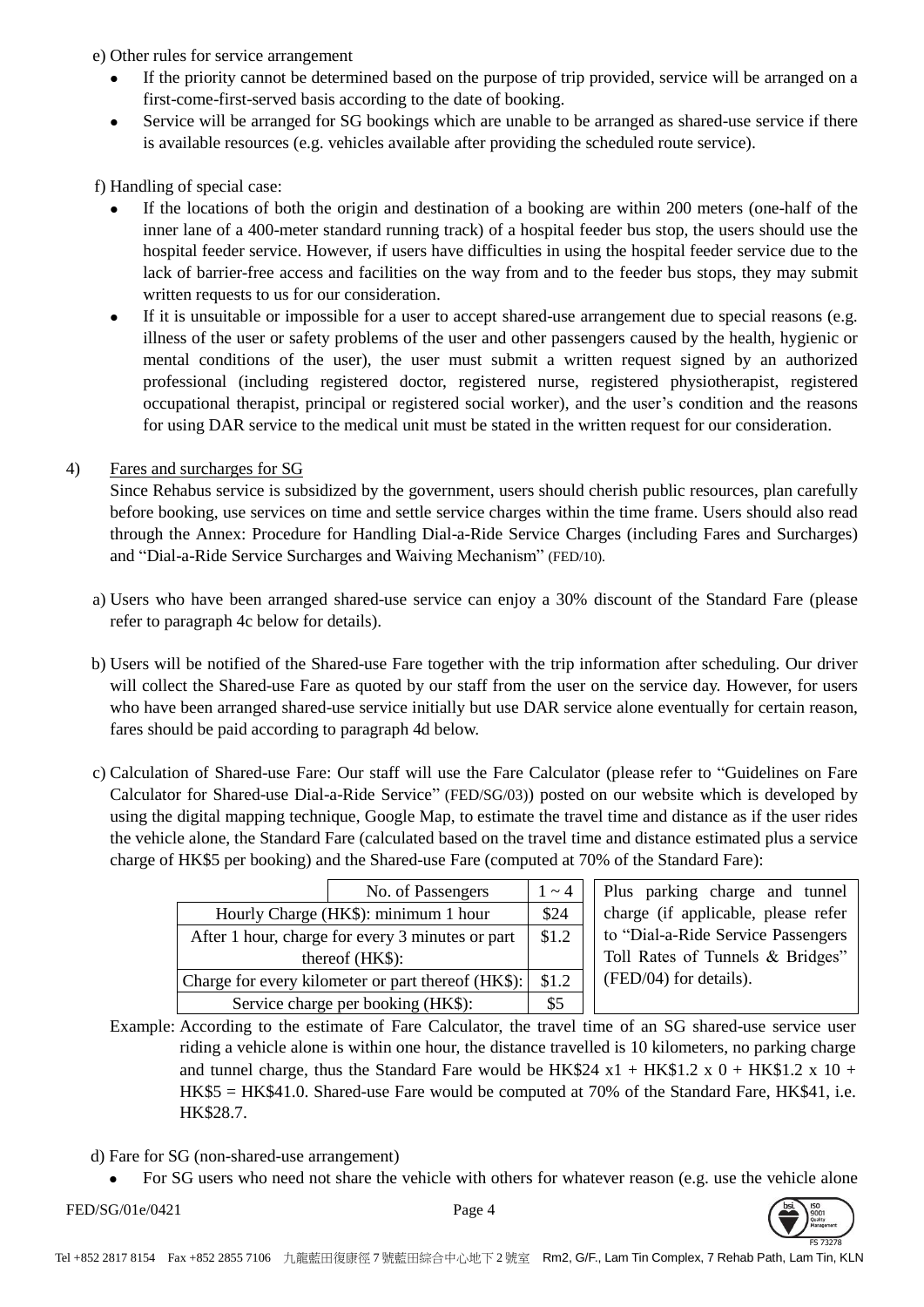e) Other rules for service arrangement

- If the priority cannot be determined based on the purpose of trip provided, service will be arranged on a first-come-first-served basis according to the date of booking.
- Service will be arranged for SG bookings which are unable to be arranged as shared-use service if there is available resources (e.g. vehicles available after providing the scheduled route service).

f) Handling of special case:

- If the locations of both the origin and destination of a booking are within 200 meters (one-half of the inner lane of a 400-meter standard running track) of a hospital feeder bus stop, the users should use the hospital feeder service. However, if users have difficulties in using the hospital feeder service due to the lack of barrier-free access and facilities on the way from and to the feeder bus stops, they may submit written requests to us for our consideration.
- If it is unsuitable or impossible for a user to accept shared-use arrangement due to special reasons (e.g. illness of the user or safety problems of the user and other passengers caused by the health, hygienic or mental conditions of the user), the user must submit a written request signed by an authorized professional (including registered doctor, registered nurse, registered physiotherapist, registered occupational therapist, principal or registered social worker), and the user's condition and the reasons for using DAR service to the medical unit must be stated in the written request for our consideration.

4) Fares and surcharges for SG

Since Rehabus service is subsidized by the government, users should cherish public resources, plan carefully before booking, use services on time and settle service charges within the time frame. Users should also read through the Annex: Procedure for Handling Dial-a-Ride Service Charges (including Fares and Surcharges) and "Dial-a-Ride Service Surcharges and Waiving Mechanism" (FED/10).

a) Users who have been arranged shared-use service can enjoy a 30% discount of the Standard Fare (please refer to paragraph 4c below for details).

b) Users will be notified of the Shared-use Fare together with the trip information after scheduling. Our driver will collect the Shared-use Fare as quoted by our staff from the user on the service day. However, for users who have been arranged shared-use service initially but use DAR service alone eventually for certain reason, fares should be paid according to paragraph 4d below.

c) Calculation of Shared-use Fare: Our staff will use the Fare Calculator (please refer to "Guidelines on Fare Calculator for Shared-use Dial-a-Ride Service" (FED/SG/03)) posted on our website which is developed by using the digital mapping technique, Google Map, to estimate the travel time and distance as if the user rides the vehicle alone, the Standard Fare (calculated based on the travel time and distance estimated plus a service charge of HK$5 per booking) and the Shared-use Fare (computed at 70% of the Standard Fare):

| No. of Passengers | 1 ~ 4 |
|---|---|
| Hourly Charge (HK$): minimum 1 hour | $24 |
| After 1 hour, charge for every 3 minutes or part thereof (HK$): | $1.2 |
| Charge for every kilometer or part thereof (HK$): | $1.2 |
| Service charge per booking (HK$): | $5 |

Plus parking charge and tunnel charge (if applicable, please refer to "Dial-a-Ride Service Passengers Toll Rates of Tunnels & Bridges" (FED/04) for details).

Example: According to the estimate of Fare Calculator, the travel time of an SG shared-use service user riding a vehicle alone is within one hour, the distance travelled is 10 kilometers, no parking charge and tunnel charge, thus the Standard Fare would be HK$24 x1 + HK$1.2 x 0 + HK$1.2 x 10 + HK$5 = HK$41.0. Shared-use Fare would be computed at 70% of the Standard Fare, HK$41, i.e. HK$28.7.

d) Fare for SG (non-shared-use arrangement)

- For SG users who need not share the vehicle with others for whatever reason (e.g. use the vehicle alone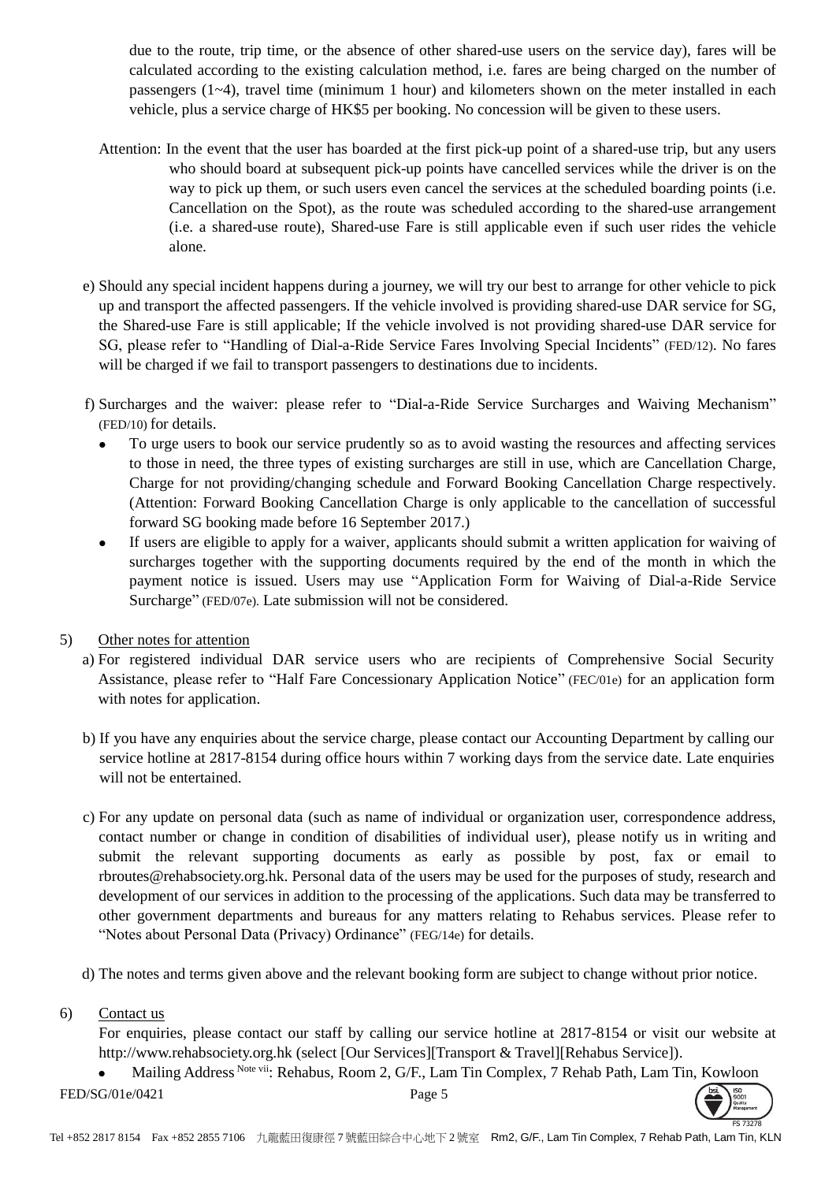due to the route, trip time, or the absence of other shared-use users on the service day), fares will be calculated according to the existing calculation method, i.e. fares are being charged on the number of passengers (1~4), travel time (minimum 1 hour) and kilometers shown on the meter installed in each vehicle, plus a service charge of HK$5 per booking. No concession will be given to these users.

Attention: In the event that the user has boarded at the first pick-up point of a shared-use trip, but any users who should board at subsequent pick-up points have cancelled services while the driver is on the way to pick up them, or such users even cancel the services at the scheduled boarding points (i.e. Cancellation on the Spot), as the route was scheduled according to the shared-use arrangement (i.e. a shared-use route), Shared-use Fare is still applicable even if such user rides the vehicle alone.

e) Should any special incident happens during a journey, we will try our best to arrange for other vehicle to pick up and transport the affected passengers. If the vehicle involved is providing shared-use DAR service for SG, the Shared-use Fare is still applicable; If the vehicle involved is not providing shared-use DAR service for SG, please refer to "Handling of Dial-a-Ride Service Fares Involving Special Incidents" (FED/12). No fares will be charged if we fail to transport passengers to destinations due to incidents.

f) Surcharges and the waiver: please refer to "Dial-a-Ride Service Surcharges and Waiving Mechanism" (FED/10) for details.
- To urge users to book our service prudently so as to avoid wasting the resources and affecting services to those in need, the three types of existing surcharges are still in use, which are Cancellation Charge, Charge for not providing/changing schedule and Forward Booking Cancellation Charge respectively. (Attention: Forward Booking Cancellation Charge is only applicable to the cancellation of successful forward SG booking made before 16 September 2017.)
- If users are eligible to apply for a waiver, applicants should submit a written application for waiving of surcharges together with the supporting documents required by the end of the month in which the payment notice is issued. Users may use "Application Form for Waiving of Dial-a-Ride Service Surcharge" (FED/07e). Late submission will not be considered.

5) Other notes for attention

a) For registered individual DAR service users who are recipients of Comprehensive Social Security Assistance, please refer to "Half Fare Concessionary Application Notice" (FEC/01e) for an application form with notes for application.

b) If you have any enquiries about the service charge, please contact our Accounting Department by calling our service hotline at 2817-8154 during office hours within 7 working days from the service date. Late enquiries will not be entertained.

c) For any update on personal data (such as name of individual or organization user, correspondence address, contact number or change in condition of disabilities of individual user), please notify us in writing and submit the relevant supporting documents as early as possible by post, fax or email to rbroutes@rehabsociety.org.hk. Personal data of the users may be used for the purposes of study, research and development of our services in addition to the processing of the applications. Such data may be transferred to other government departments and bureaus for any matters relating to Rehabus services. Please refer to "Notes about Personal Data (Privacy) Ordinance" (FEG/14e) for details.

d) The notes and terms given above and the relevant booking form are subject to change without prior notice.

6) Contact us

For enquiries, please contact our staff by calling our service hotline at 2817-8154 or visit our website at http://www.rehabsociety.org.hk (select [Our Services][Transport & Travel][Rehabus Service]).

- Mailing Address [Note vii]: Rehabus, Room 2, G/F., Lam Tin Complex, 7 Rehab Path, Lam Tin, Kowloon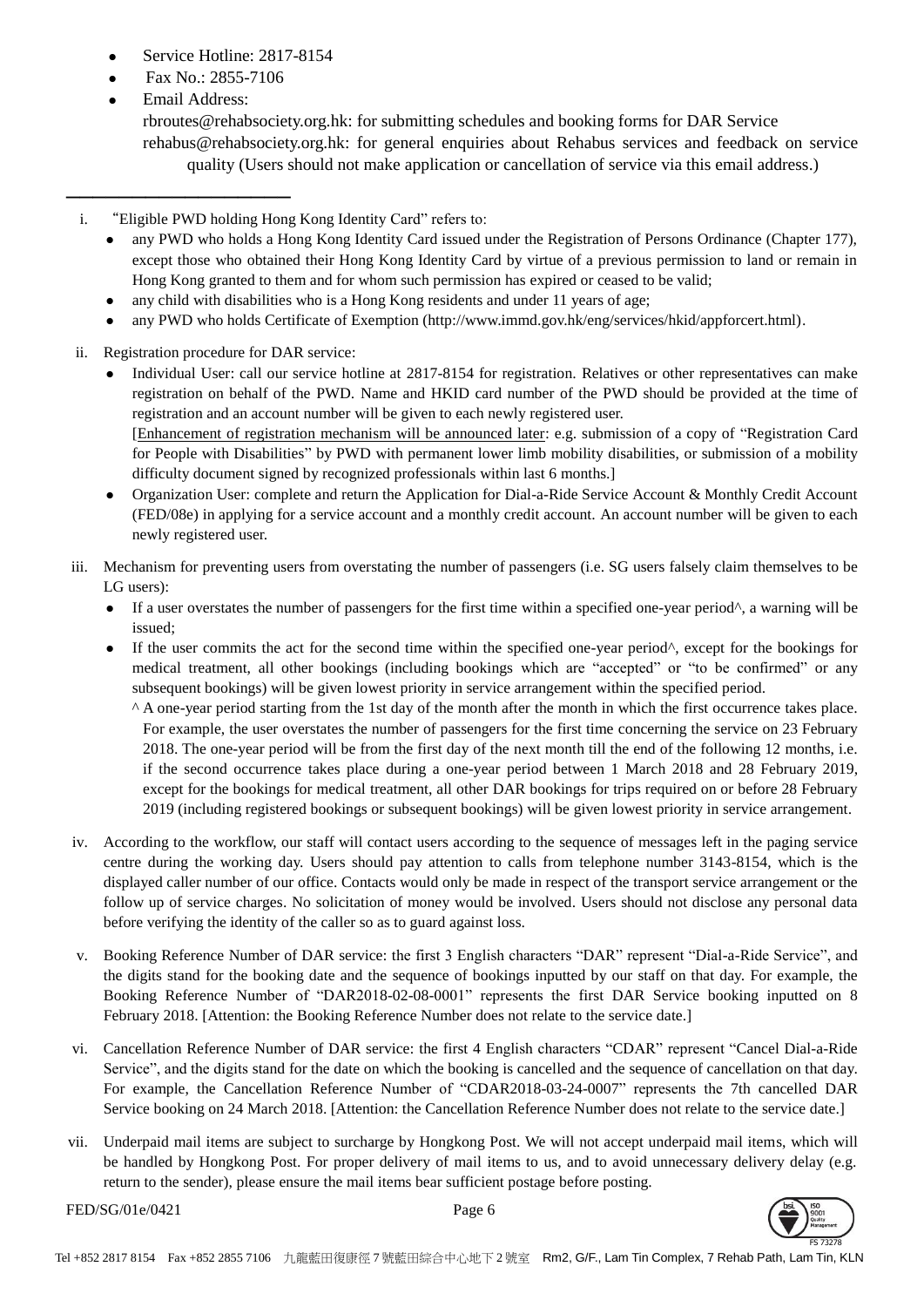- Service Hotline: 2817-8154
- Fax No.: 2855-7106
- Email Address:
  rbroutes@rehabsociety.org.hk: for submitting schedules and booking forms for DAR Service
  rehabus@rehabsociety.org.hk: for general enquiries about Rehabus services and feedback on service quality (Users should not make application or cancellation of service via this email address.)

---

i. "Eligible PWD holding Hong Kong Identity Card" refers to:
   - any PWD who holds a Hong Kong Identity Card issued under the Registration of Persons Ordinance (Chapter 177), except those who obtained their Hong Kong Identity Card by virtue of a previous permission to land or remain in Hong Kong granted to them and for whom such permission has expired or ceased to be valid;
   - any child with disabilities who is a Hong Kong residents and under 11 years of age;
   - any PWD who holds Certificate of Exemption (http://www.immd.gov.hk/eng/services/hkid/appforcert.html).

ii. Registration procedure for DAR service:
   - Individual User: call our service hotline at 2817-8154 for registration. Relatives or other representatives can make registration on behalf of the PWD. Name and HKID card number of the PWD should be provided at the time of registration and an account number will be given to each newly registered user.
     [Enhancement of registration mechanism will be announced later: e.g. submission of a copy of "Registration Card for People with Disabilities" by PWD with permanent lower limb mobility disabilities, or submission of a mobility difficulty document signed by recognized professionals within last 6 months.]
   - Organization User: complete and return the Application for Dial-a-Ride Service Account & Monthly Credit Account (FED/08e) in applying for a service account and a monthly credit account. An account number will be given to each newly registered user.

iii. Mechanism for preventing users from overstating the number of passengers (i.e. SG users falsely claim themselves to be LG users):
   - If a user overstates the number of passengers for the first time within a specified one-year period^, a warning will be issued;
   - If the user commits the act for the second time within the specified one-year period^, except for the bookings for medical treatment, all other bookings (including bookings which are "accepted" or "to be confirmed" or any subsequent bookings) will be given lowest priority in service arrangement within the specified period.
     ^ A one-year period starting from the 1st day of the month after the month in which the first occurrence takes place. For example, the user overstates the number of passengers for the first time concerning the service on 23 February 2018. The one-year period will be from the first day of the next month till the end of the following 12 months, i.e. if the second occurrence takes place during a one-year period between 1 March 2018 and 28 February 2019, except for the bookings for medical treatment, all other DAR bookings for trips required on or before 28 February 2019 (including registered bookings or subsequent bookings) will be given lowest priority in service arrangement.

iv. According to the workflow, our staff will contact users according to the sequence of messages left in the paging service centre during the working day. Users should pay attention to calls from telephone number 3143-8154, which is the displayed caller number of our office. Contacts would only be made in respect of the transport service arrangement or the follow up of service charges. No solicitation of money would be involved. Users should not disclose any personal data before verifying the identity of the caller so as to guard against loss.

v. Booking Reference Number of DAR service: the first 3 English characters "DAR" represent "Dial-a-Ride Service", and the digits stand for the booking date and the sequence of bookings inputted by our staff on that day. For example, the Booking Reference Number of "DAR2018-02-08-0001" represents the first DAR Service booking inputted on 8 February 2018. [Attention: the Booking Reference Number does not relate to the service date.]

vi. Cancellation Reference Number of DAR service: the first 4 English characters "CDAR" represent "Cancel Dial-a-Ride Service", and the digits stand for the date on which the booking is cancelled and the sequence of cancellation on that day. For example, the Cancellation Reference Number of "CDAR2018-03-24-0007" represents the 7th cancelled DAR Service booking on 24 March 2018. [Attention: the Cancellation Reference Number does not relate to the service date.]

vii. Underpaid mail items are subject to surcharge by Hongkong Post. We will not accept underpaid mail items, which will be handled by Hongkong Post. For proper delivery of mail items to us, and to avoid unnecessary delivery delay (e.g. return to the sender), please ensure the mail items bear sufficient postage before posting.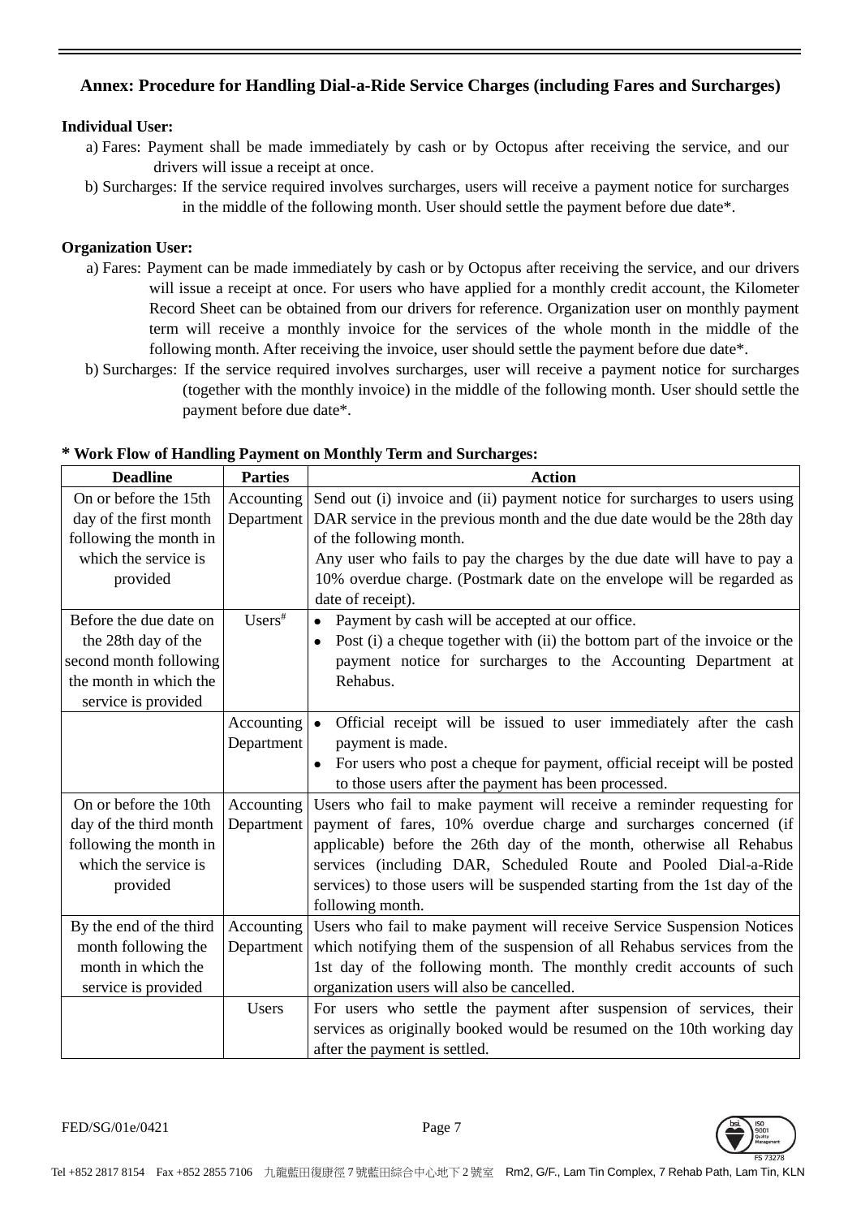## Annex: Procedure for Handling Dial-a-Ride Service Charges (including Fares and Surcharges)

**Individual User:**

a) Fares: Payment shall be made immediately by cash or by Octopus after receiving the service, and our drivers will issue a receipt at once.

b) Surcharges: If the service required involves surcharges, users will receive a payment notice for surcharges in the middle of the following month. User should settle the payment before due date*.

**Organization User:**

a) Fares: Payment can be made immediately by cash or by Octopus after receiving the service, and our drivers will issue a receipt at once. For users who have applied for a monthly credit account, the Kilometer Record Sheet can be obtained from our drivers for reference. Organization user on monthly payment term will receive a monthly invoice for the services of the whole month in the middle of the following month. After receiving the invoice, user should settle the payment before due date*.

b) Surcharges: If the service required involves surcharges, user will receive a payment notice for surcharges (together with the monthly invoice) in the middle of the following month. User should settle the payment before due date*.

**\* Work Flow of Handling Payment on Monthly Term and Surcharges:**

| Deadline | Parties | Action |
|---|---|---|
| On or before the 15th day of the first month following the month in which the service is provided | Accounting Department | Send out (i) invoice and (ii) payment notice for surcharges to users using DAR service in the previous month and the due date would be the 28th day of the following month.<br>Any user who fails to pay the charges by the due date will have to pay a 10% overdue charge. (Postmark date on the envelope will be regarded as date of receipt). |
| Before the due date on the 28th day of the second month following the month in which the service is provided | Users# | • Payment by cash will be accepted at our office.<br>• Post (i) a cheque together with (ii) the bottom part of the invoice or the payment notice for surcharges to the Accounting Department at Rehabus. |
| | Accounting Department | • Official receipt will be issued to user immediately after the cash payment is made.<br>• For users who post a cheque for payment, official receipt will be posted to those users after the payment has been processed. |
| On or before the 10th day of the third month following the month in which the service is provided | Accounting Department | Users who fail to make payment will receive a reminder requesting for payment of fares, 10% overdue charge and surcharges concerned (if applicable) before the 26th day of the month, otherwise all Rehabus services (including DAR, Scheduled Route and Pooled Dial-a-Ride services) to those users will be suspended starting from the 1st day of the following month. |
| By the end of the third month following the month in which the service is provided | Accounting Department | Users who fail to make payment will receive Service Suspension Notices which notifying them of the suspension of all Rehabus services from the 1st day of the following month. The monthly credit accounts of such organization users will also be cancelled. |
| | Users | For users who settle the payment after suspension of services, their services as originally booked would be resumed on the 10th working day after the payment is settled. |

FED/SG/01e/0421

Tel +852 2817 8154 Fax +852 2855 7106 九龍藍田復康徑7號藍田綜合中心地下2號室 Rm2, G/F., Lam Tin Complex, 7 Rehab Path, Lam Tin, KLN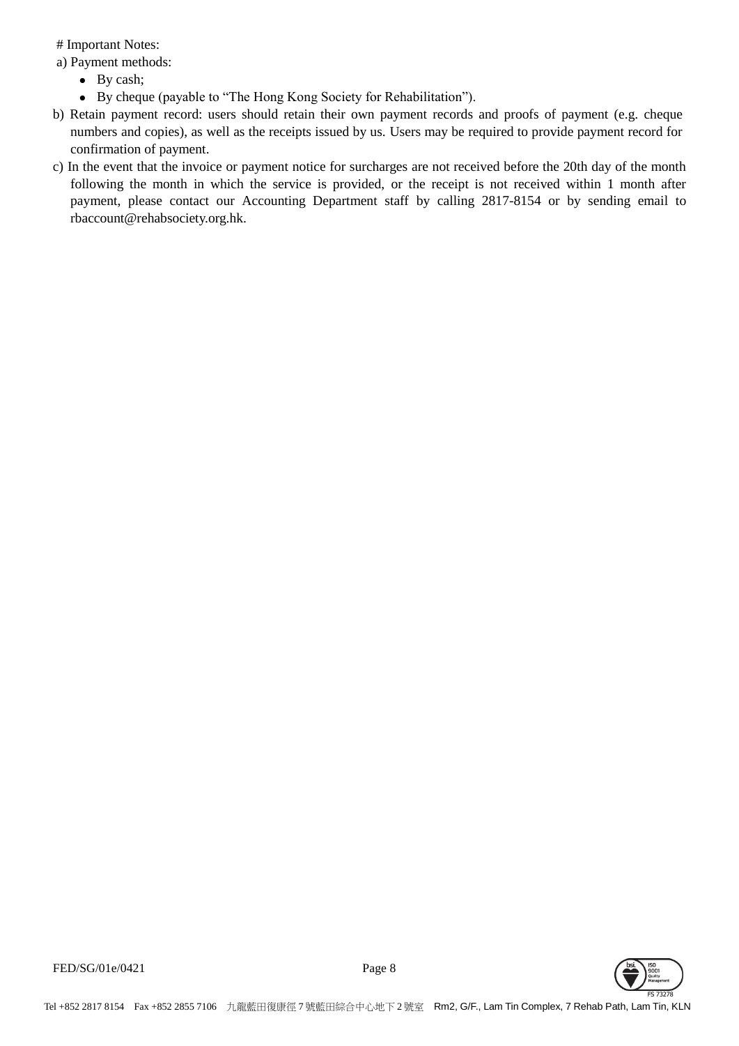# Important Notes:

a) Payment methods:

- By cash;
- By cheque (payable to "The Hong Kong Society for Rehabilitation").

b) Retain payment record: users should retain their own payment records and proofs of payment (e.g. cheque numbers and copies), as well as the receipts issued by us. Users may be required to provide payment record for confirmation of payment.

c) In the event that the invoice or payment notice for surcharges are not received before the 20th day of the month following the month in which the service is provided, or the receipt is not received within 1 month after payment, please contact our Accounting Department staff by calling 2817-8154 or by sending email to rbaccount@rehabsociety.org.hk.